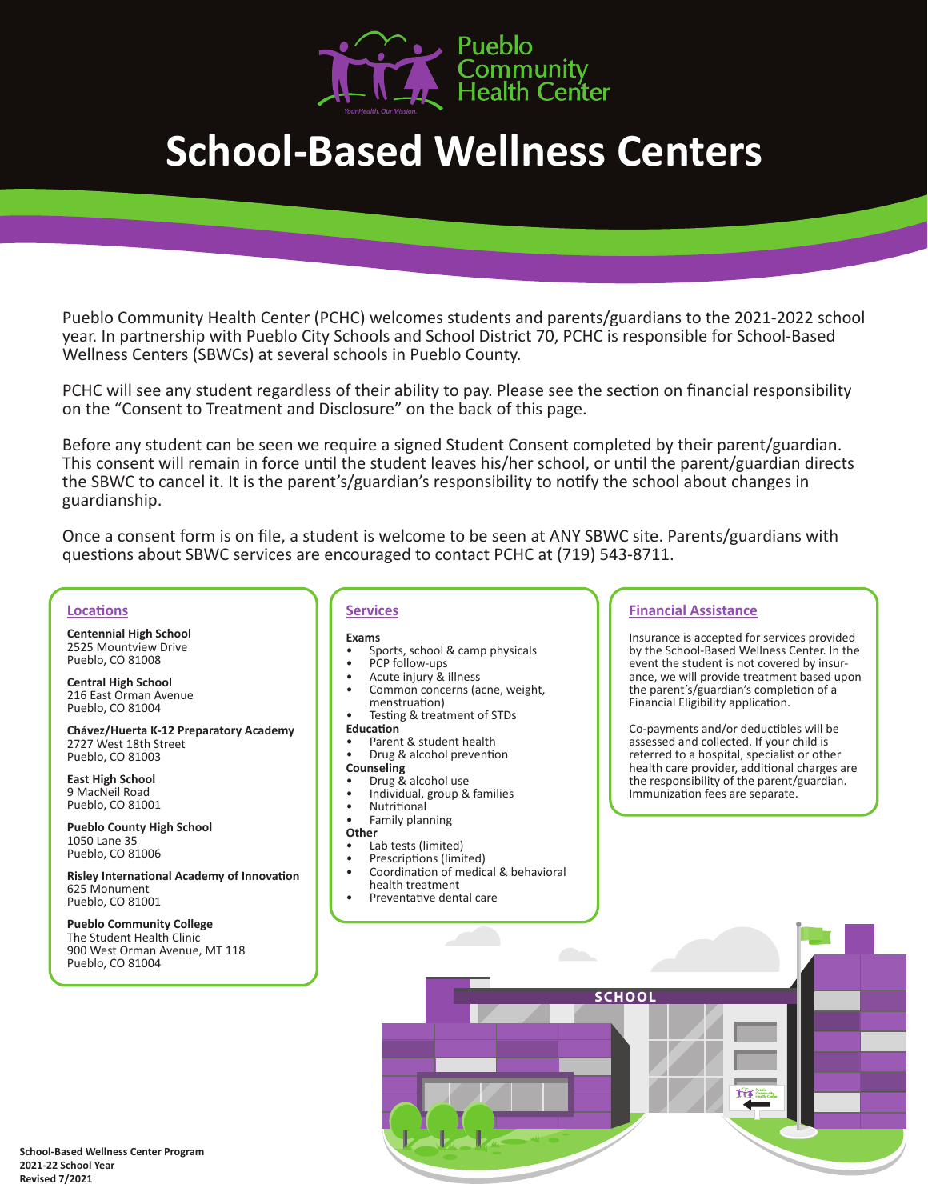Pueblo Community Health Center

*Your Health. Our Mission.*

# School-Based Wellness Centers

Pueblo Community Health Center (PCHC) welcomes students and parents/guardians to the 2021-2022 school year. In partnership with Pueblo City Schools and School District 70, PCHC is responsible for School-Based Wellness Centers (SBWCs) at several schools in Pueblo County.

PCHC will see any student regardless of their ability to pay. Please see the section on financial responsibility on the "Consent to Treatment and Disclosure" on the back of this page.

Before any student can be seen we require a signed Student Consent completed by their parent/guardian. This consent will remain in force until the student leaves his/her school, or until the parent/guardian directs the SBWC to cancel it. It is the parent's/guardian's responsibility to notify the school about changes in guardianship.

Once a consent form is on file, a student is welcome to be seen at ANY SBWC site. Parents/guardians with questions about SBWC services are encouraged to contact PCHC at (719) 543-8711.

## Locations

**Centennial High School**
2525 Mountview Drive
Pueblo, CO 81008

**Central High School**
216 East Orman Avenue
Pueblo, CO 81004

**Chávez/Huerta K-12 Preparatory Academy**
2727 West 18th Street
Pueblo, CO 81003

**East High School**
9 MacNeil Road
Pueblo, CO 81001

**Pueblo County High School**
1050 Lane 35
Pueblo, CO 81006

**Risley International Academy of Innovation**
625 Monument
Pueblo, CO 81001

**Pueblo Community College**
The Student Health Clinic
900 West Orman Avenue, MT 118
Pueblo, CO 81004

## Services

**Exams**
- Sports, school & camp physicals
- PCP follow-ups
- Acute injury & illness
- Common concerns (acne, weight, menstruation)
- Testing & treatment of STDs

**Education**
- Parent & student health
- Drug & alcohol prevention

**Counseling**
- Drug & alcohol use
- Individual, group & families
- Nutritional
- Family planning

**Other**
- Lab tests (limited)
- Prescriptions (limited)
- Coordination of medical & behavioral health treatment
- Preventative dental care

## Financial Assistance

Insurance is accepted for services provided by the School-Based Wellness Center. In the event the student is not covered by insurance, we will provide treatment based upon the parent's/guardian's completion of a Financial Eligibility application.

Co-payments and/or deductibles will be assessed and collected. If your child is referred to a hospital, specialist or other health care provider, additional charges are the responsibility of the parent/guardian. Immunization fees are separate.

**School-Based Wellness Center Program**
**2021-22 School Year**
**Revised 7/2021**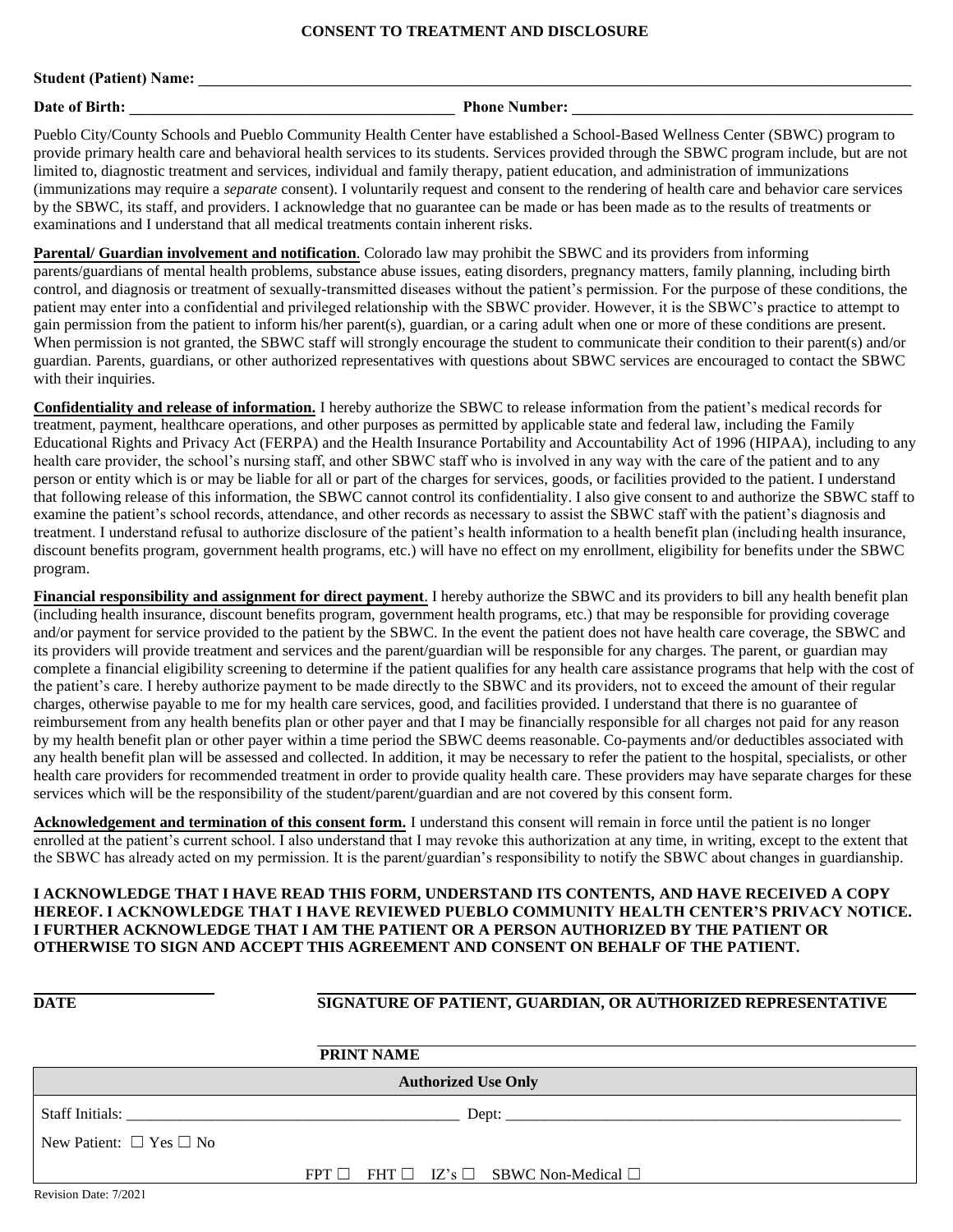# CONSENT TO TREATMENT AND DISCLOSURE

**Student (Patient) Name:** ____________________________________________

**Date of Birth:** ______________________________ **Phone Number:** ______________________________

Pueblo City/County Schools and Pueblo Community Health Center have established a School-Based Wellness Center (SBWC) program to provide primary health care and behavioral health services to its students. Services provided through the SBWC program include, but are not limited to, diagnostic treatment and services, individual and family therapy, patient education, and administration of immunizations (immunizations may require a *separate* consent). I voluntarily request and consent to the rendering of health care and behavior care services by the SBWC, its staff, and providers. I acknowledge that no guarantee can be made or has been made as to the results of treatments or examinations and I understand that all medical treatments contain inherent risks.

**Parental/ Guardian involvement and notification**. Colorado law may prohibit the SBWC and its providers from informing parents/guardians of mental health problems, substance abuse issues, eating disorders, pregnancy matters, family planning, including birth control, and diagnosis or treatment of sexually-transmitted diseases without the patient's permission. For the purpose of these conditions, the patient may enter into a confidential and privileged relationship with the SBWC provider. However, it is the SBWC's practice to attempt to gain permission from the patient to inform his/her parent(s), guardian, or a caring adult when one or more of these conditions are present. When permission is not granted, the SBWC staff will strongly encourage the student to communicate their condition to their parent(s) and/or guardian. Parents, guardians, or other authorized representatives with questions about SBWC services are encouraged to contact the SBWC with their inquiries.

**Confidentiality and release of information.** I hereby authorize the SBWC to release information from the patient's medical records for treatment, payment, healthcare operations, and other purposes as permitted by applicable state and federal law, including the Family Educational Rights and Privacy Act (FERPA) and the Health Insurance Portability and Accountability Act of 1996 (HIPAA), including to any health care provider, the school's nursing staff, and other SBWC staff who is involved in any way with the care of the patient and to any person or entity which is or may be liable for all or part of the charges for services, goods, or facilities provided to the patient. I understand that following release of this information, the SBWC cannot control its confidentiality. I also give consent to and authorize the SBWC staff to examine the patient's school records, attendance, and other records as necessary to assist the SBWC staff with the patient's diagnosis and treatment. I understand refusal to authorize disclosure of the patient's health information to a health benefit plan (including health insurance, discount benefits program, government health programs, etc.) will have no effect on my enrollment, eligibility for benefits under the SBWC program.

**Financial responsibility and assignment for direct payment**. I hereby authorize the SBWC and its providers to bill any health benefit plan (including health insurance, discount benefits program, government health programs, etc.) that may be responsible for providing coverage and/or payment for service provided to the patient by the SBWC. In the event the patient does not have health care coverage, the SBWC and its providers will provide treatment and services and the parent/guardian will be responsible for any charges. The parent, or guardian may complete a financial eligibility screening to determine if the patient qualifies for any health care assistance programs that help with the cost of the patient's care. I hereby authorize payment to be made directly to the SBWC and its providers, not to exceed the amount of their regular charges, otherwise payable to me for my health care services, good, and facilities provided. I understand that there is no guarantee of reimbursement from any health benefits plan or other payer and that I may be financially responsible for all charges not paid for any reason by my health benefit plan or other payer within a time period the SBWC deems reasonable. Co-payments and/or deductibles associated with any health benefit plan will be assessed and collected. In addition, it may be necessary to refer the patient to the hospital, specialists, or other health care providers for recommended treatment in order to provide quality health care. These providers may have separate charges for these services which will be the responsibility of the student/parent/guardian and are not covered by this consent form.

**Acknowledgement and termination of this consent form.** I understand this consent will remain in force until the patient is no longer enrolled at the patient's current school. I also understand that I may revoke this authorization at any time, in writing, except to the extent that the SBWC has already acted on my permission. It is the parent/guardian's responsibility to notify the SBWC about changes in guardianship.

**I ACKNOWLEDGE THAT I HAVE READ THIS FORM, UNDERSTAND ITS CONTENTS, AND HAVE RECEIVED A COPY HEREOF. I ACKNOWLEDGE THAT I HAVE REVIEWED PUEBLO COMMUNITY HEALTH CENTER'S PRIVACY NOTICE. I FURTHER ACKNOWLEDGE THAT I AM THE PATIENT OR A PERSON AUTHORIZED BY THE PATIENT OR OTHERWISE TO SIGN AND ACCEPT THIS AGREEMENT AND CONSENT ON BEHALF OF THE PATIENT.**

______________________ ______________________________________________

**DATE** **SIGNATURE OF PATIENT, GUARDIAN, OR AUTHORIZED REPRESENTATIVE**

______________________________________________

**PRINT NAME**

| **Authorized Use Only** | |
|---|---|
| Staff Initials: ______________________ | Dept: ______________________ |
| New Patient: ☐ Yes ☐ No | |
| FPT ☐ FHT ☐ IZ's ☐ SBWC Non-Medical ☐ | |

Revision Date: 7/2021